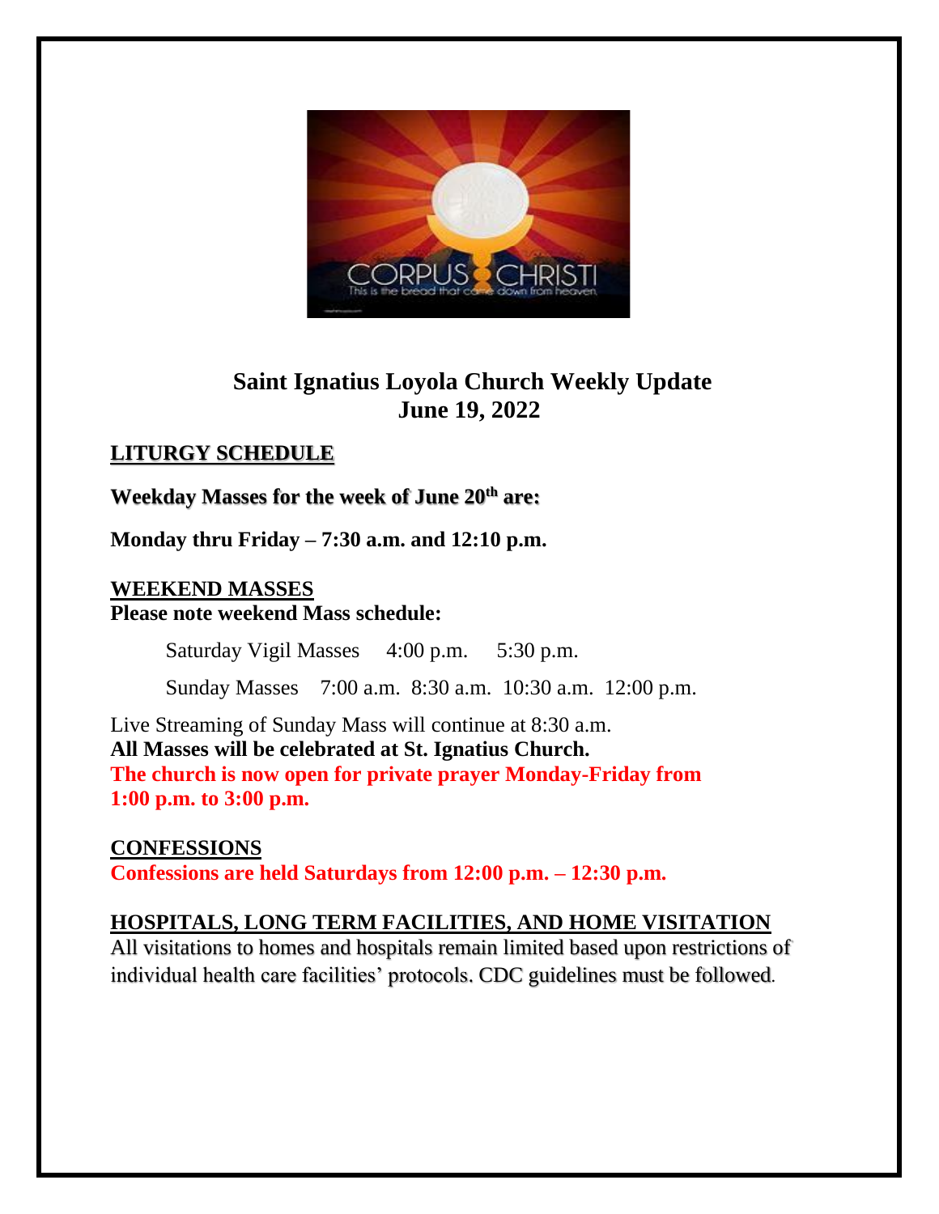# Saint Ignatius Loyola Church Weekly Update
## June 19, 2022

### LITURGY SCHEDULE

**Weekday Masses for the week of June 20th are:**

**Monday thru Friday – 7:30 a.m. and 12:10 p.m.**

### WEEKEND MASSES

**Please note weekend Mass schedule:**

Saturday Vigil Masses 4:00 p.m. 5:30 p.m.

Sunday Masses 7:00 a.m. 8:30 a.m. 10:30 a.m. 12:00 p.m.

Live Streaming of Sunday Mass will continue at 8:30 a.m.
**All Masses will be celebrated at St. Ignatius Church.**
**The church is now open for private prayer Monday-Friday from 1:00 p.m. to 3:00 p.m.**

### CONFESSIONS

**Confessions are held Saturdays from 12:00 p.m. – 12:30 p.m.**

### HOSPITALS, LONG TERM FACILITIES, AND HOME VISITATION

All visitations to homes and hospitals remain limited based upon restrictions of individual health care facilities' protocols. CDC guidelines must be followed.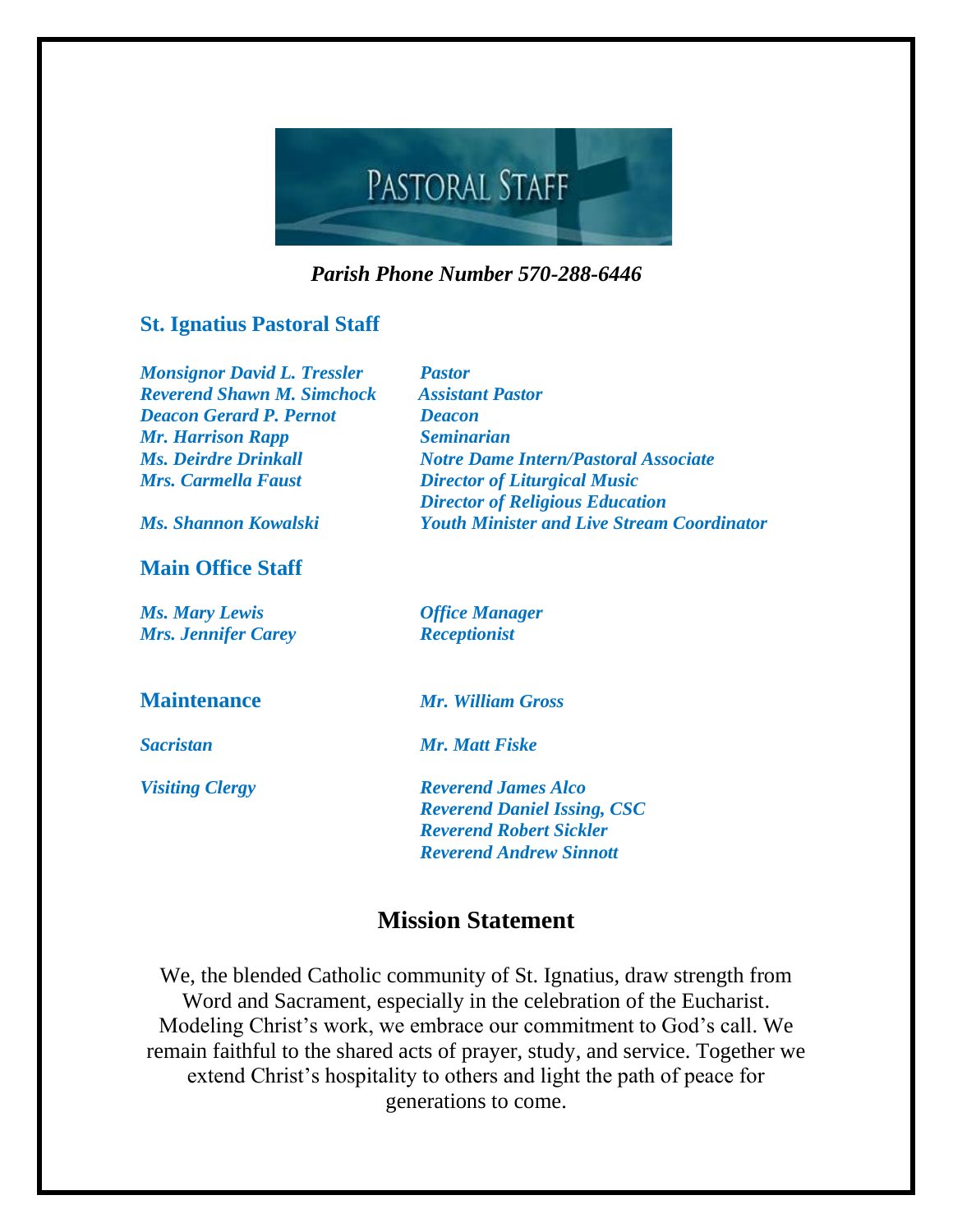# PASTORAL STAFF

***Parish Phone Number 570-288-6446***

## St. Ignatius Pastoral Staff

| | |
|---|---|
| ***Monsignor David L. Tressler*** | ***Pastor*** |
| ***Reverend Shawn M. Simchock*** | ***Assistant Pastor*** |
| ***Deacon Gerard P. Pernot*** | ***Deacon*** |
| ***Mr. Harrison Rapp*** | ***Seminarian*** |
| ***Ms. Deirdre Drinkall*** | ***Notre Dame Intern/Pastoral Associate*** |
| ***Mrs. Carmella Faust*** | ***Director of Liturgical Music*** |
| | ***Director of Religious Education*** |
| ***Ms. Shannon Kowalski*** | ***Youth Minister and Live Stream Coordinator*** |

## Main Office Staff

| | |
|---|---|
| ***Ms. Mary Lewis*** | ***Office Manager*** |
| ***Mrs. Jennifer Carey*** | ***Receptionist*** |

| | |
|---|---|
| **Maintenance** | ***Mr. William Gross*** |
| ***Sacristan*** | ***Mr. Matt Fiske*** |
| ***Visiting Clergy*** | ***Reverend James Alco*** |
| | ***Reverend Daniel Issing, CSC*** |
| | ***Reverend Robert Sickler*** |
| | ***Reverend Andrew Sinnott*** |

## Mission Statement

We, the blended Catholic community of St. Ignatius, draw strength from Word and Sacrament, especially in the celebration of the Eucharist. Modeling Christ's work, we embrace our commitment to God's call. We remain faithful to the shared acts of prayer, study, and service. Together we extend Christ's hospitality to others and light the path of peace for generations to come.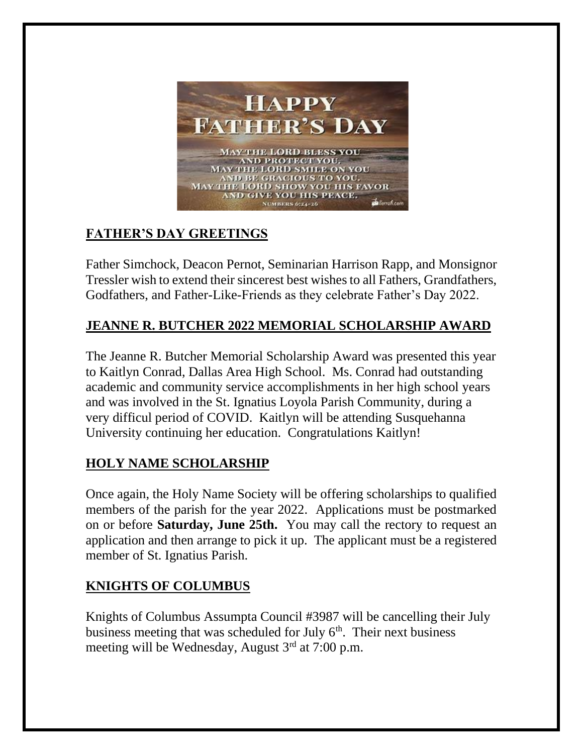## FATHER'S DAY GREETINGS

Father Simchock, Deacon Pernot, Seminarian Harrison Rapp, and Monsignor Tressler wish to extend their sincerest best wishes to all Fathers, Grandfathers, Godfathers, and Father-Like-Friends as they celebrate Father's Day 2022.

## JEANNE R. BUTCHER 2022 MEMORIAL SCHOLARSHIP AWARD

The Jeanne R. Butcher Memorial Scholarship Award was presented this year to Kaitlyn Conrad, Dallas Area High School. Ms. Conrad had outstanding academic and community service accomplishments in her high school years and was involved in the St. Ignatius Loyola Parish Community, during a very difficul period of COVID. Kaitlyn will be attending Susquehanna University continuing her education. Congratulations Kaitlyn!

## HOLY NAME SCHOLARSHIP

Once again, the Holy Name Society will be offering scholarships to qualified members of the parish for the year 2022. Applications must be postmarked on or before **Saturday, June 25th.** You may call the rectory to request an application and then arrange to pick it up. The applicant must be a registered member of St. Ignatius Parish.

## KNIGHTS OF COLUMBUS

Knights of Columbus Assumpta Council #3987 will be cancelling their July business meeting that was scheduled for July 6th. Their next business meeting will be Wednesday, August 3rd at 7:00 p.m.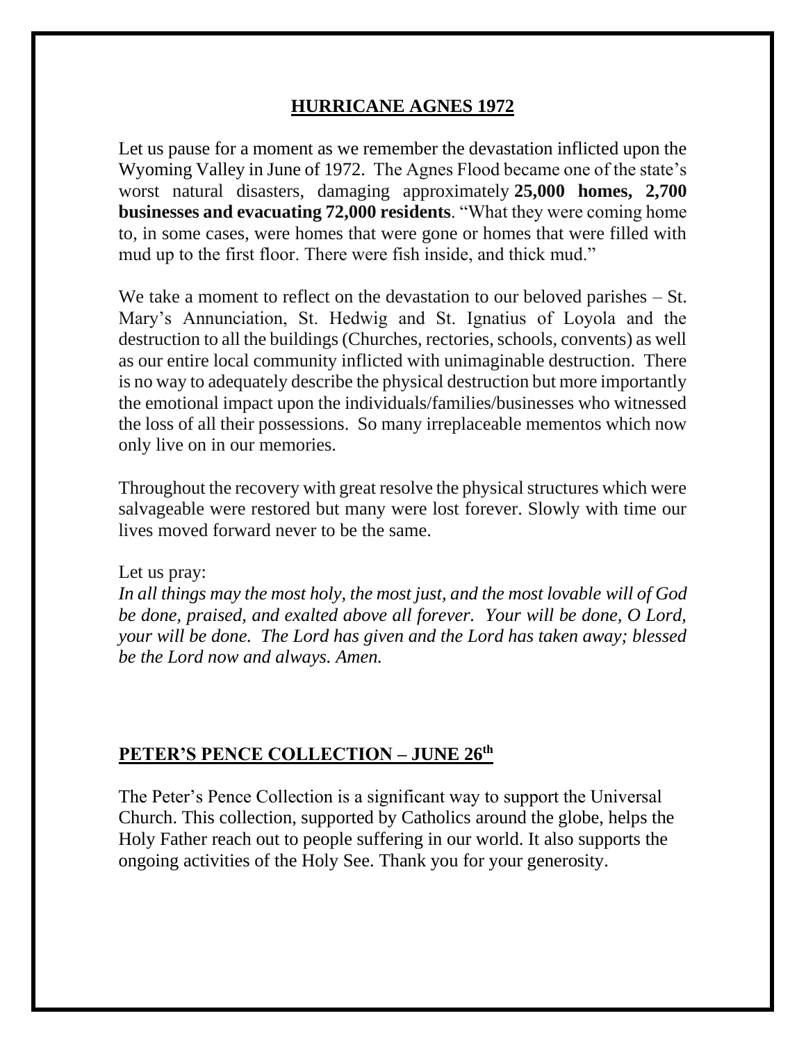## **HURRICANE AGNES 1972**

Let us pause for a moment as we remember the devastation inflicted upon the Wyoming Valley in June of 1972. The Agnes Flood became one of the state's worst natural disasters, damaging approximately **25,000 homes, 2,700 businesses and evacuating 72,000 residents**. "What they were coming home to, in some cases, were homes that were gone or homes that were filled with mud up to the first floor. There were fish inside, and thick mud."

We take a moment to reflect on the devastation to our beloved parishes – St. Mary's Annunciation, St. Hedwig and St. Ignatius of Loyola and the destruction to all the buildings (Churches, rectories, schools, convents) as well as our entire local community inflicted with unimaginable destruction. There is no way to adequately describe the physical destruction but more importantly the emotional impact upon the individuals/families/businesses who witnessed the loss of all their possessions. So many irreplaceable mementos which now only live on in our memories.

Throughout the recovery with great resolve the physical structures which were salvageable were restored but many were lost forever. Slowly with time our lives moved forward never to be the same.

Let us pray:
*In all things may the most holy, the most just, and the most lovable will of God be done, praised, and exalted above all forever. Your will be done, O Lord, your will be done. The Lord has given and the Lord has taken away; blessed be the Lord now and always. Amen.*

## **PETER'S PENCE COLLECTION – JUNE 26th**

The Peter's Pence Collection is a significant way to support the Universal Church. This collection, supported by Catholics around the globe, helps the Holy Father reach out to people suffering in our world. It also supports the ongoing activities of the Holy See. Thank you for your generosity.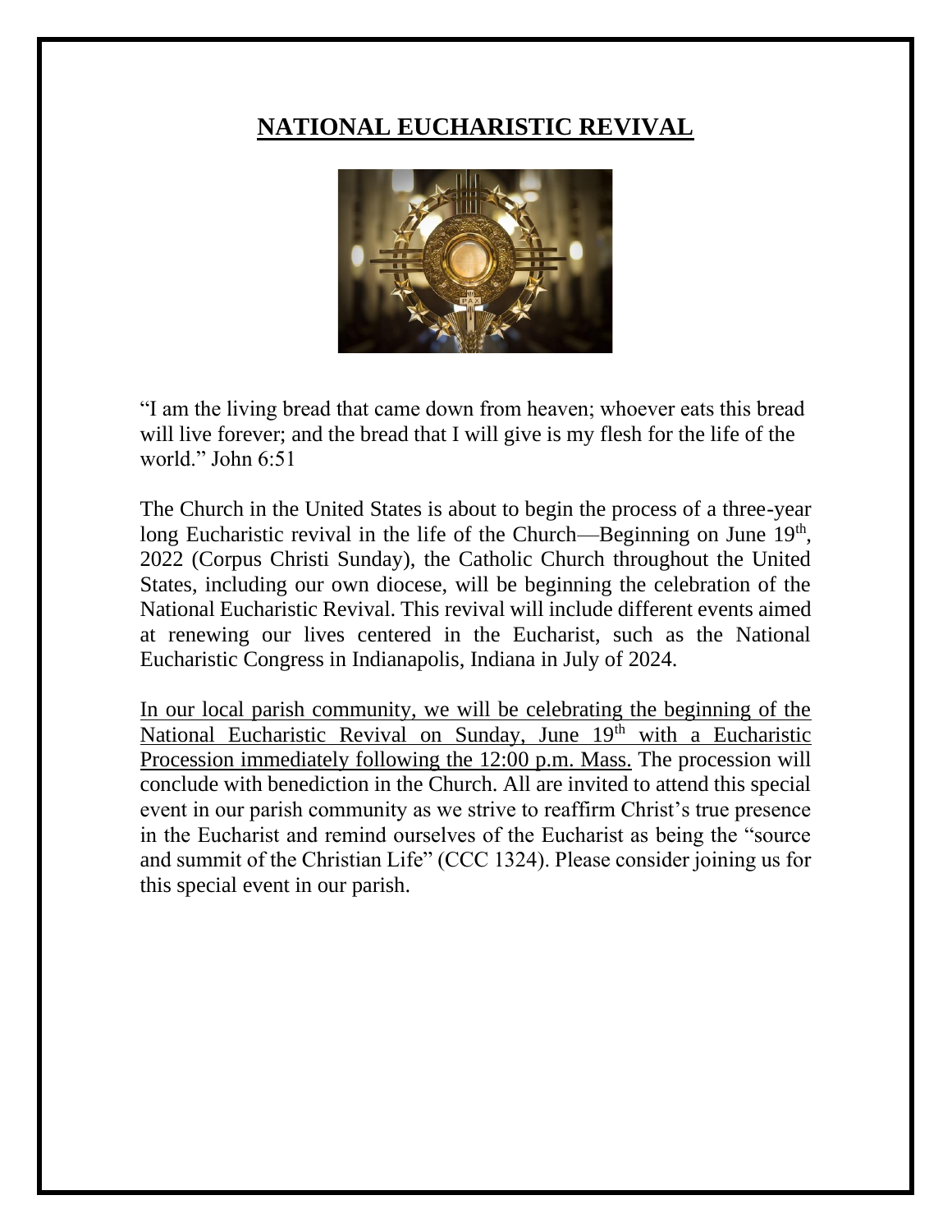# NATIONAL EUCHARISTIC REVIVAL

"I am the living bread that came down from heaven; whoever eats this bread will live forever; and the bread that I will give is my flesh for the life of the world." John 6:51

The Church in the United States is about to begin the process of a three-year long Eucharistic revival in the life of the Church—Beginning on June 19th, 2022 (Corpus Christi Sunday), the Catholic Church throughout the United States, including our own diocese, will be beginning the celebration of the National Eucharistic Revival. This revival will include different events aimed at renewing our lives centered in the Eucharist, such as the National Eucharistic Congress in Indianapolis, Indiana in July of 2024.

In our local parish community, we will be celebrating the beginning of the National Eucharistic Revival on Sunday, June 19th with a Eucharistic Procession immediately following the 12:00 p.m. Mass. The procession will conclude with benediction in the Church. All are invited to attend this special event in our parish community as we strive to reaffirm Christ's true presence in the Eucharist and remind ourselves of the Eucharist as being the "source and summit of the Christian Life" (CCC 1324). Please consider joining us for this special event in our parish.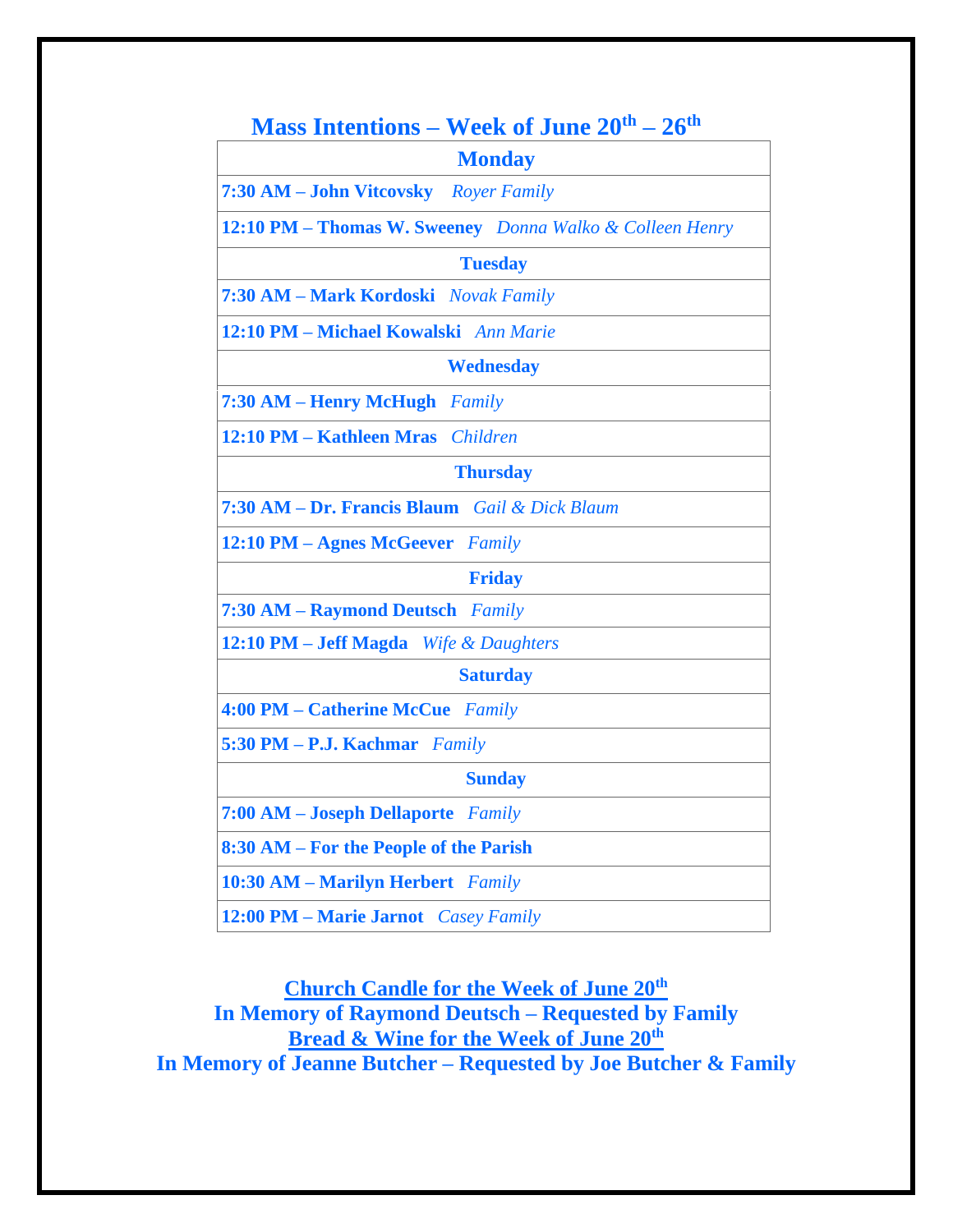## Mass Intentions – Week of June 20th – 26th

| Monday |
|---|
| **7:30 AM – John Vitcovsky** *Royer Family* |
| **12:10 PM – Thomas W. Sweeney** *Donna Walko & Colleen Henry* |
| **Tuesday** |
| **7:30 AM – Mark Kordoski** *Novak Family* |
| **12:10 PM – Michael Kowalski** *Ann Marie* |
| **Wednesday** |
| **7:30 AM – Henry McHugh** *Family* |
| **12:10 PM – Kathleen Mras** *Children* |
| **Thursday** |
| **7:30 AM – Dr. Francis Blaum** *Gail & Dick Blaum* |
| **12:10 PM – Agnes McGeever** *Family* |
| **Friday** |
| **7:30 AM – Raymond Deutsch** *Family* |
| **12:10 PM – Jeff Magda** *Wife & Daughters* |
| **Saturday** |
| **4:00 PM – Catherine McCue** *Family* |
| **5:30 PM – P.J. Kachmar** *Family* |
| **Sunday** |
| **7:00 AM – Joseph Dellaporte** *Family* |
| **8:30 AM – For the People of the Parish** |
| **10:30 AM – Marilyn Herbert** *Family* |
| **12:00 PM – Marie Jarnot** *Casey Family* |

**Church Candle for the Week of June 20th**
**In Memory of Raymond Deutsch – Requested by Family**
**Bread & Wine for the Week of June 20th**
**In Memory of Jeanne Butcher – Requested by Joe Butcher & Family**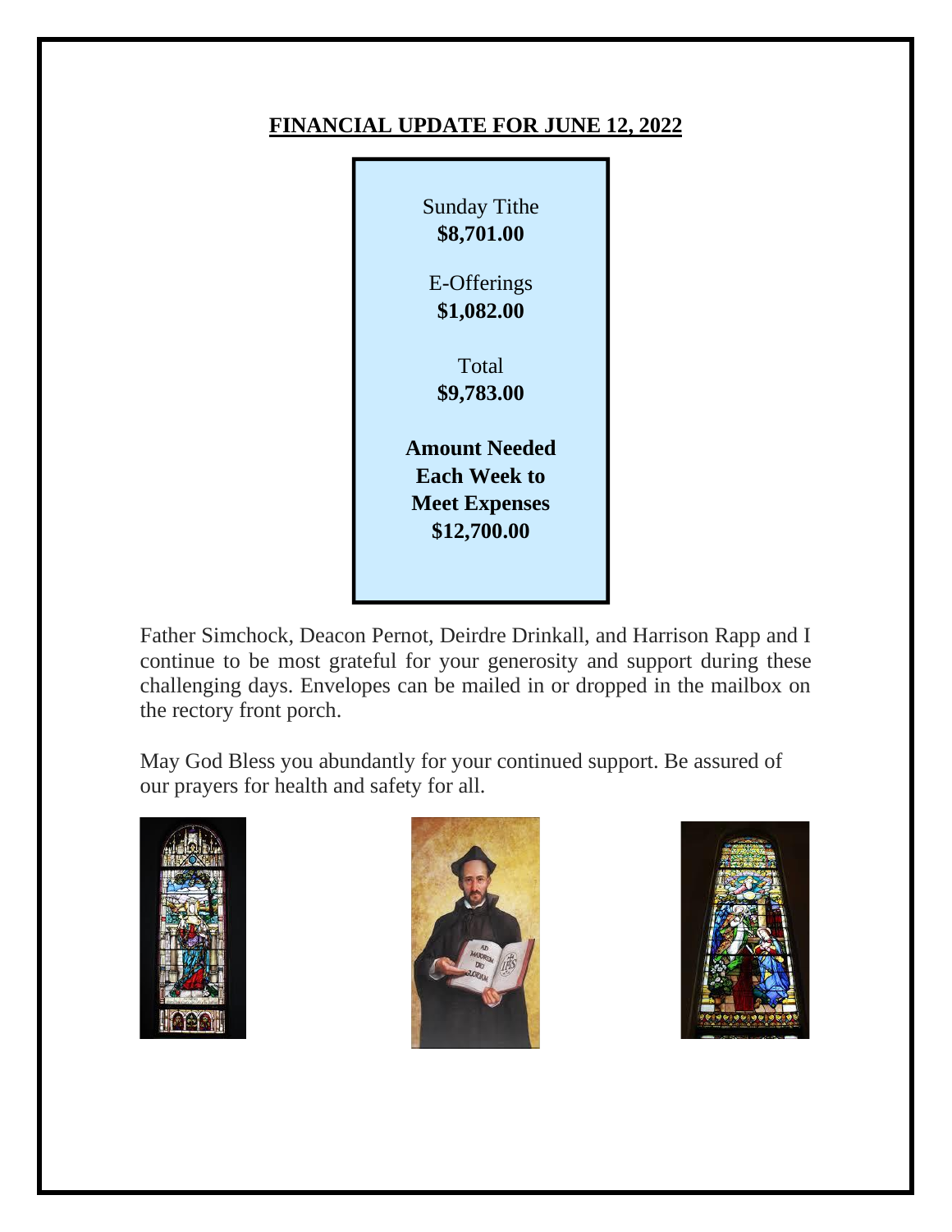## FINANCIAL UPDATE FOR JUNE 12, 2022

Sunday Tithe
**$8,701.00**

E-Offerings
**$1,082.00**

Total
**$9,783.00**

**Amount Needed Each Week to Meet Expenses**
**$12,700.00**

Father Simchock, Deacon Pernot, Deirdre Drinkall, and Harrison Rapp and I continue to be most grateful for your generosity and support during these challenging days. Envelopes can be mailed in or dropped in the mailbox on the rectory front porch.

May God Bless you abundantly for your continued support. Be assured of our prayers for health and safety for all.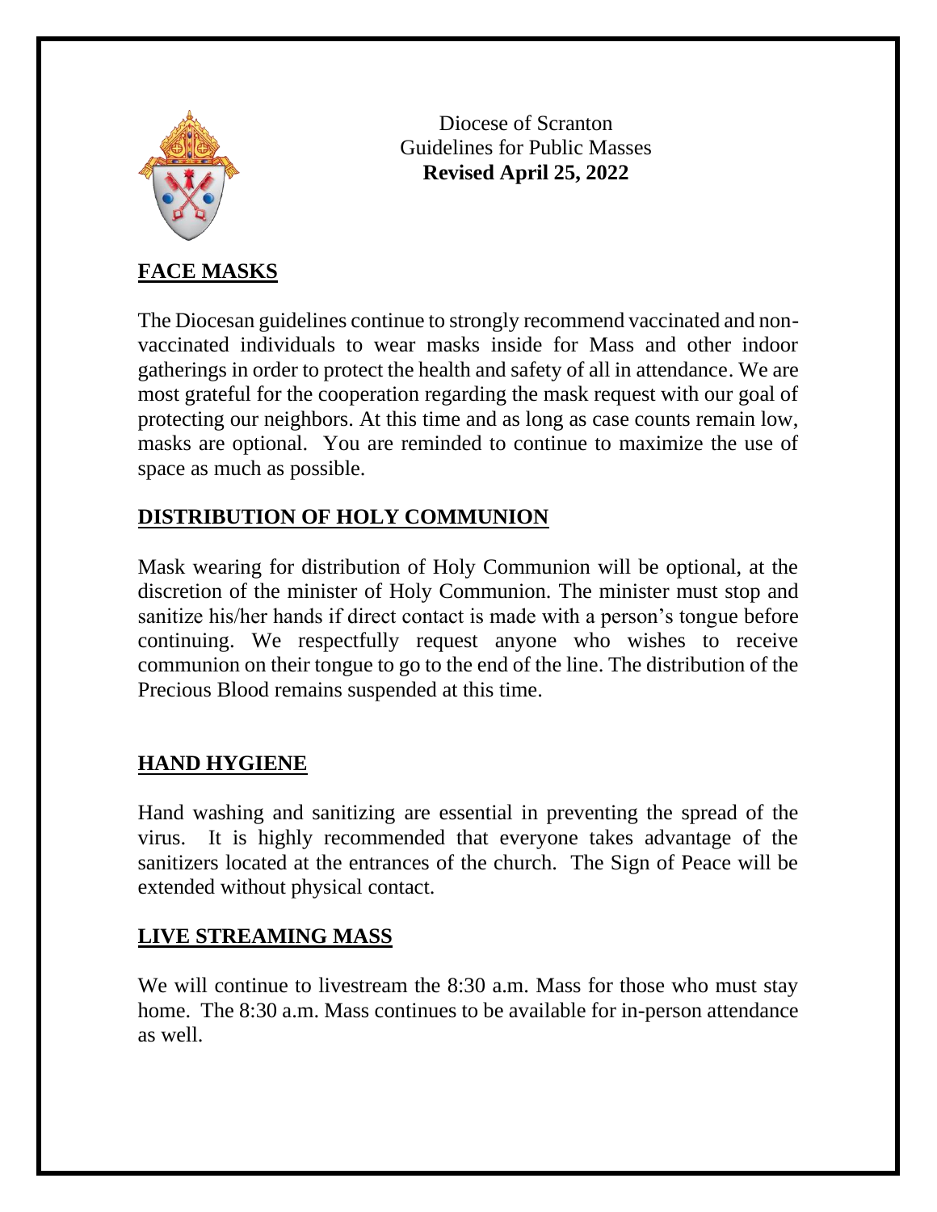Diocese of Scranton
Guidelines for Public Masses
**Revised April 25, 2022**

## FACE MASKS

The Diocesan guidelines continue to strongly recommend vaccinated and non-vaccinated individuals to wear masks inside for Mass and other indoor gatherings in order to protect the health and safety of all in attendance. We are most grateful for the cooperation regarding the mask request with our goal of protecting our neighbors. At this time and as long as case counts remain low, masks are optional. You are reminded to continue to maximize the use of space as much as possible.

## DISTRIBUTION OF HOLY COMMUNION

Mask wearing for distribution of Holy Communion will be optional, at the discretion of the minister of Holy Communion. The minister must stop and sanitize his/her hands if direct contact is made with a person's tongue before continuing. We respectfully request anyone who wishes to receive communion on their tongue to go to the end of the line. The distribution of the Precious Blood remains suspended at this time.

## HAND HYGIENE

Hand washing and sanitizing are essential in preventing the spread of the virus. It is highly recommended that everyone takes advantage of the sanitizers located at the entrances of the church. The Sign of Peace will be extended without physical contact.

## LIVE STREAMING MASS

We will continue to livestream the 8:30 a.m. Mass for those who must stay home. The 8:30 a.m. Mass continues to be available for in-person attendance as well.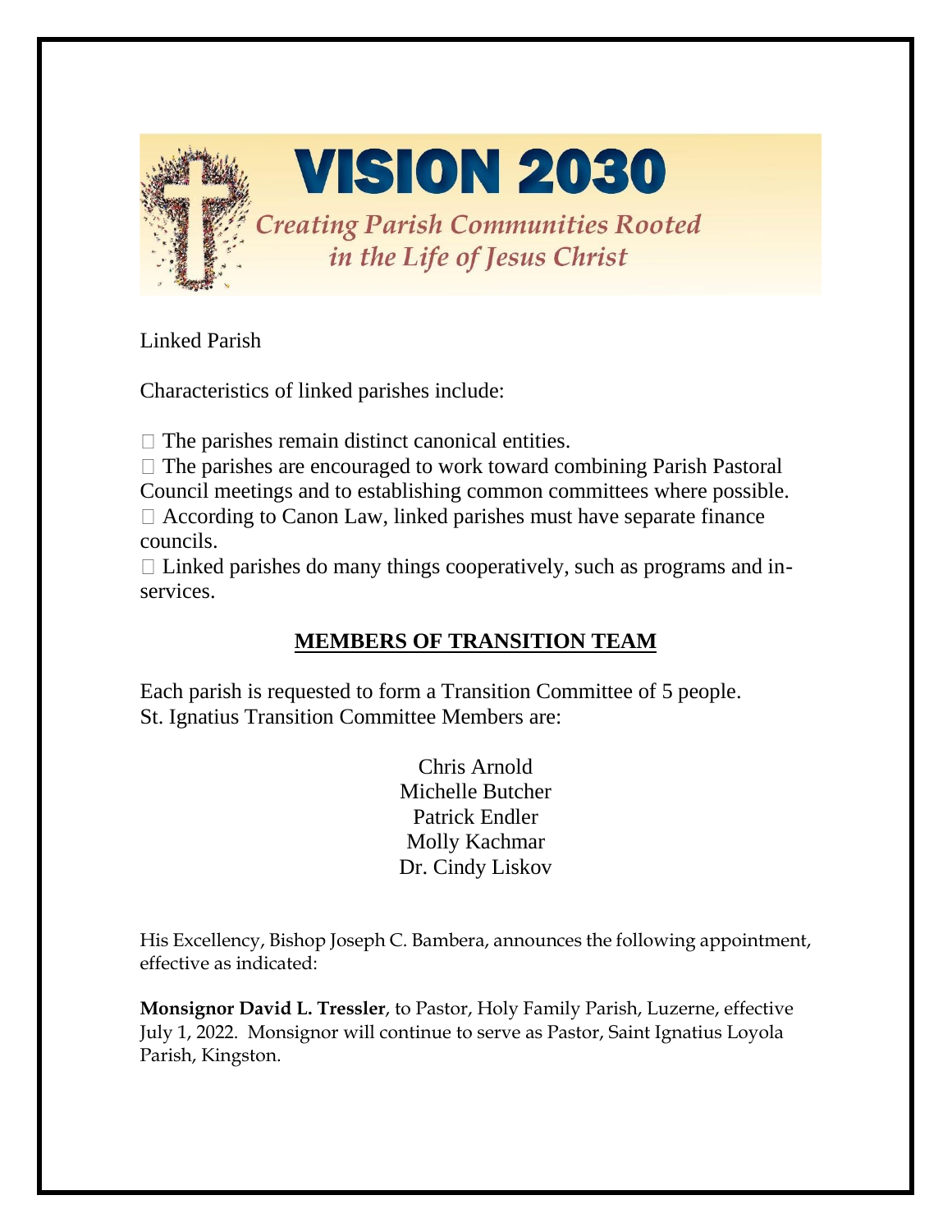# VISION 2030

*Creating Parish Communities Rooted in the Life of Jesus Christ*

Linked Parish

Characteristics of linked parishes include:

- The parishes remain distinct canonical entities.
- The parishes are encouraged to work toward combining Parish Pastoral Council meetings and to establishing common committees where possible.
- According to Canon Law, linked parishes must have separate finance councils.
- Linked parishes do many things cooperatively, such as programs and in-services.

## MEMBERS OF TRANSITION TEAM

Each parish is requested to form a Transition Committee of 5 people.
St. Ignatius Transition Committee Members are:

Chris Arnold
Michelle Butcher
Patrick Endler
Molly Kachmar
Dr. Cindy Liskov

His Excellency, Bishop Joseph C. Bambera, announces the following appointment, effective as indicated:

**Monsignor David L. Tressler**, to Pastor, Holy Family Parish, Luzerne, effective July 1, 2022. Monsignor will continue to serve as Pastor, Saint Ignatius Loyola Parish, Kingston.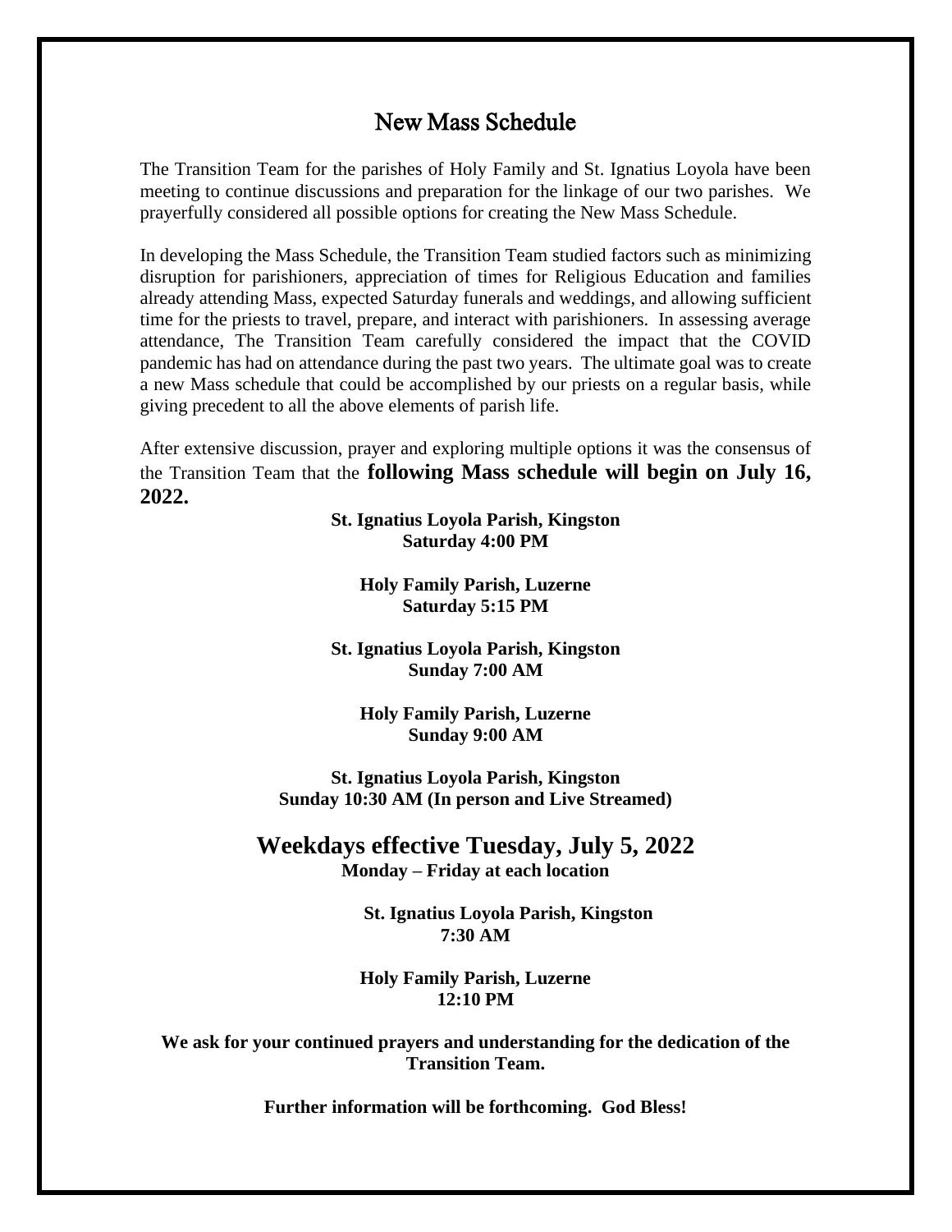# New Mass Schedule

The Transition Team for the parishes of Holy Family and St. Ignatius Loyola have been meeting to continue discussions and preparation for the linkage of our two parishes. We prayerfully considered all possible options for creating the New Mass Schedule.

In developing the Mass Schedule, the Transition Team studied factors such as minimizing disruption for parishioners, appreciation of times for Religious Education and families already attending Mass, expected Saturday funerals and weddings, and allowing sufficient time for the priests to travel, prepare, and interact with parishioners. In assessing average attendance, The Transition Team carefully considered the impact that the COVID pandemic has had on attendance during the past two years. The ultimate goal was to create a new Mass schedule that could be accomplished by our priests on a regular basis, while giving precedent to all the above elements of parish life.

After extensive discussion, prayer and exploring multiple options it was the consensus of the Transition Team that the **following Mass schedule will begin on July 16, 2022.**

**St. Ignatius Loyola Parish, Kingston**
**Saturday 4:00 PM**

**Holy Family Parish, Luzerne**
**Saturday 5:15 PM**

**St. Ignatius Loyola Parish, Kingston**
**Sunday 7:00 AM**

**Holy Family Parish, Luzerne**
**Sunday 9:00 AM**

**St. Ignatius Loyola Parish, Kingston**
**Sunday 10:30 AM (In person and Live Streamed)**

## Weekdays effective Tuesday, July 5, 2022

**Monday – Friday at each location**

**St. Ignatius Loyola Parish, Kingston**
**7:30 AM**

**Holy Family Parish, Luzerne**
**12:10 PM**

**We ask for your continued prayers and understanding for the dedication of the Transition Team.**

**Further information will be forthcoming. God Bless!**